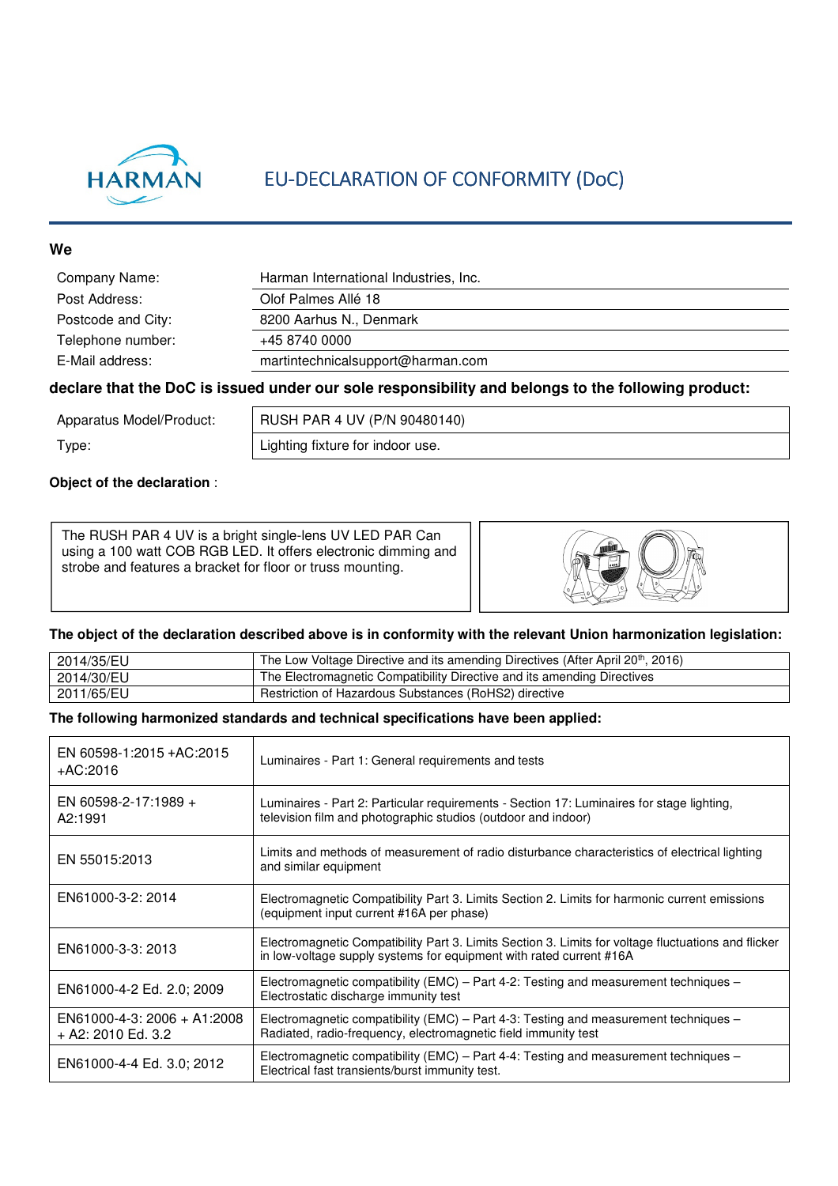# EU-DECLARATION OF CONFORMITY (DoC)

**We**

| | |
|---|---|
| Company Name: | Harman International Industries, Inc. |
| Post Address: | Olof Palmes Allé 18 |
| Postcode and City: | 8200 Aarhus N., Denmark |
| Telephone number: | +45 8740 0000 |
| E-Mail address: | martintechnicalsupport@harman.com |

**declare that the DoC is issued under our sole responsibility and belongs to the following product:**

| | |
|---|---|
| Apparatus Model/Product: | RUSH PAR 4 UV (P/N 90480140) |
| Type: | Lighting fixture for indoor use. |

**Object of the declaration** :

The RUSH PAR 4 UV is a bright single-lens UV LED PAR Can using a 100 watt COB RGB LED. It offers electronic dimming and strobe and features a bracket for floor or truss mounting.

**The object of the declaration described above is in conformity with the relevant Union harmonization legislation:**

| | |
|---|---|
| 2014/35/EU | The Low Voltage Directive and its amending Directives (After April 20th, 2016) |
| 2014/30/EU | The Electromagnetic Compatibility Directive and its amending Directives |
| 2011/65/EU | Restriction of Hazardous Substances (RoHS2) directive |

**The following harmonized standards and technical specifications have been applied:**

| | |
|---|---|
| EN 60598-1:2015 +AC:2015 +AC:2016 | Luminaires - Part 1: General requirements and tests |
| EN 60598-2-17:1989 + A2:1991 | Luminaires - Part 2: Particular requirements - Section 17: Luminaires for stage lighting, television film and photographic studios (outdoor and indoor) |
| EN 55015:2013 | Limits and methods of measurement of radio disturbance characteristics of electrical lighting and similar equipment |
| EN61000-3-2: 2014 | Electromagnetic Compatibility Part 3. Limits Section 2. Limits for harmonic current emissions (equipment input current #16A per phase) |
| EN61000-3-3: 2013 | Electromagnetic Compatibility Part 3. Limits Section 3. Limits for voltage fluctuations and flicker in low-voltage supply systems for equipment with rated current #16A |
| EN61000-4-2 Ed. 2.0; 2009 | Electromagnetic compatibility (EMC) – Part 4-2: Testing and measurement techniques – Electrostatic discharge immunity test |
| EN61000-4-3: 2006 + A1:2008 + A2: 2010 Ed. 3.2 | Electromagnetic compatibility (EMC) – Part 4-3: Testing and measurement techniques – Radiated, radio-frequency, electromagnetic field immunity test |
| EN61000-4-4 Ed. 3.0; 2012 | Electromagnetic compatibility (EMC) – Part 4-4: Testing and measurement techniques – Electrical fast transients/burst immunity test. |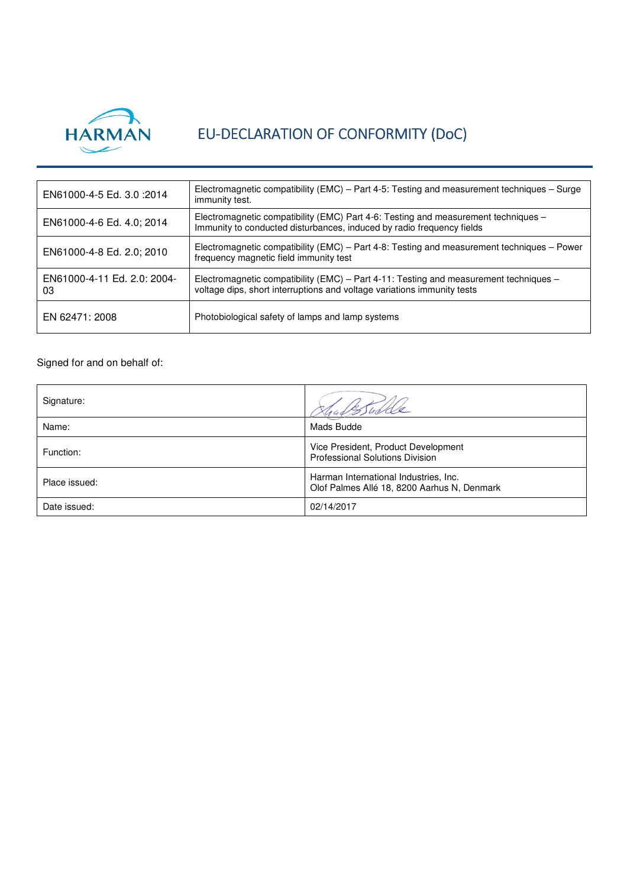HARMAN

# EU-DECLARATION OF CONFORMITY (DoC)

| | |
|---|---|
| EN61000-4-5 Ed. 3.0 :2014 | Electromagnetic compatibility (EMC) – Part 4-5: Testing and measurement techniques – Surge immunity test. |
| EN61000-4-6 Ed. 4.0; 2014 | Electromagnetic compatibility (EMC) Part 4-6: Testing and measurement techniques – Immunity to conducted disturbances, induced by radio frequency fields |
| EN61000-4-8 Ed. 2.0; 2010 | Electromagnetic compatibility (EMC) – Part 4-8: Testing and measurement techniques – Power frequency magnetic field immunity test |
| EN61000-4-11 Ed. 2.0: 2004-03 | Electromagnetic compatibility (EMC) – Part 4-11: Testing and measurement techniques – voltage dips, short interruptions and voltage variations immunity tests |
| EN 62471: 2008 | Photobiological safety of lamps and lamp systems |

Signed for and on behalf of:

| | |
|---|---|
| Signature: | |
| Name: | Mads Budde |
| Function: | Vice President, Product Development<br>Professional Solutions Division |
| Place issued: | Harman International Industries, Inc.<br>Olof Palmes Allé 18, 8200 Aarhus N, Denmark |
| Date issued: | 02/14/2017 |